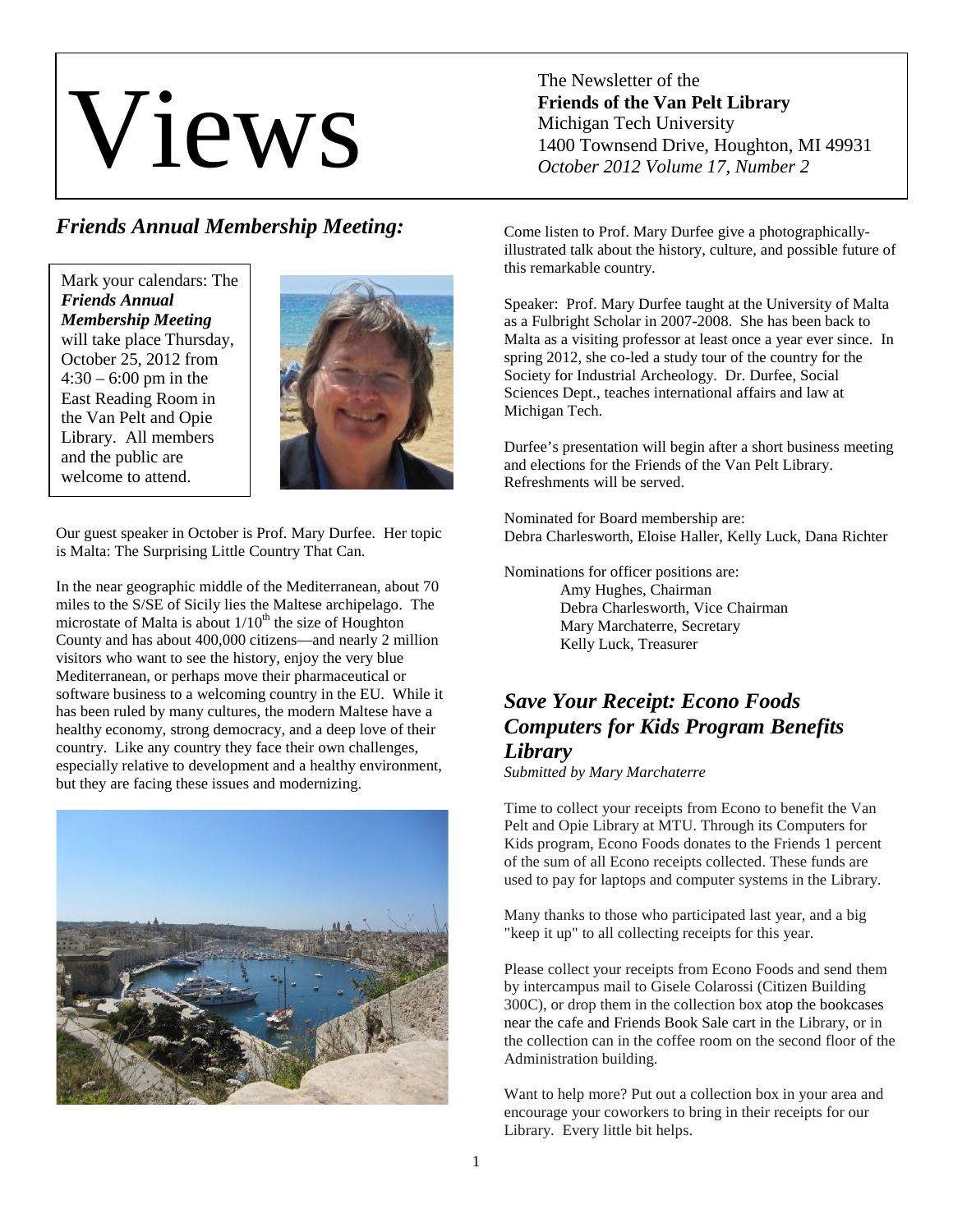# Views

The Newsletter of the
**Friends of the Van Pelt Library**
Michigan Tech University
1400 Townsend Drive, Houghton, MI 49931
*October 2012 Volume 17, Number 2*

## *Friends Annual Membership Meeting:*

Mark your calendars: The ***Friends Annual Membership Meeting*** will take place Thursday, October 25, 2012 from 4:30 – 6:00 pm in the East Reading Room in the Van Pelt and Opie Library. All members and the public are welcome to attend.

Our guest speaker in October is Prof. Mary Durfee. Her topic is Malta: The Surprising Little Country That Can.

In the near geographic middle of the Mediterranean, about 70 miles to the S/SE of Sicily lies the Maltese archipelago. The microstate of Malta is about 1/10th the size of Houghton County and has about 400,000 citizens—and nearly 2 million visitors who want to see the history, enjoy the very blue Mediterranean, or perhaps move their pharmaceutical or software business to a welcoming country in the EU. While it has been ruled by many cultures, the modern Maltese have a healthy economy, strong democracy, and a deep love of their country. Like any country they face their own challenges, especially relative to development and a healthy environment, but they are facing these issues and modernizing.

Come listen to Prof. Mary Durfee give a photographically-illustrated talk about the history, culture, and possible future of this remarkable country.

Speaker: Prof. Mary Durfee taught at the University of Malta as a Fulbright Scholar in 2007-2008. She has been back to Malta as a visiting professor at least once a year ever since. In spring 2012, she co-led a study tour of the country for the Society for Industrial Archeology. Dr. Durfee, Social Sciences Dept., teaches international affairs and law at Michigan Tech.

Durfee's presentation will begin after a short business meeting and elections for the Friends of the Van Pelt Library. Refreshments will be served.

Nominated for Board membership are:
Debra Charlesworth, Eloise Haller, Kelly Luck, Dana Richter

Nominations for officer positions are:

- Amy Hughes, Chairman
- Debra Charlesworth, Vice Chairman
- Mary Marchaterre, Secretary
- Kelly Luck, Treasurer

## *Save Your Receipt: Econo Foods Computers for Kids Program Benefits Library*

*Submitted by Mary Marchaterre*

Time to collect your receipts from Econo to benefit the Van Pelt and Opie Library at MTU. Through its Computers for Kids program, Econo Foods donates to the Friends 1 percent of the sum of all Econo receipts collected. These funds are used to pay for laptops and computer systems in the Library.

Many thanks to those who participated last year, and a big "keep it up" to all collecting receipts for this year.

Please collect your receipts from Econo Foods and send them by intercampus mail to Gisele Colarossi (Citizen Building 300C), or drop them in the collection box atop the bookcases near the cafe and Friends Book Sale cart in the Library, or in the collection can in the coffee room on the second floor of the Administration building.

Want to help more? Put out a collection box in your area and encourage your coworkers to bring in their receipts for our Library. Every little bit helps.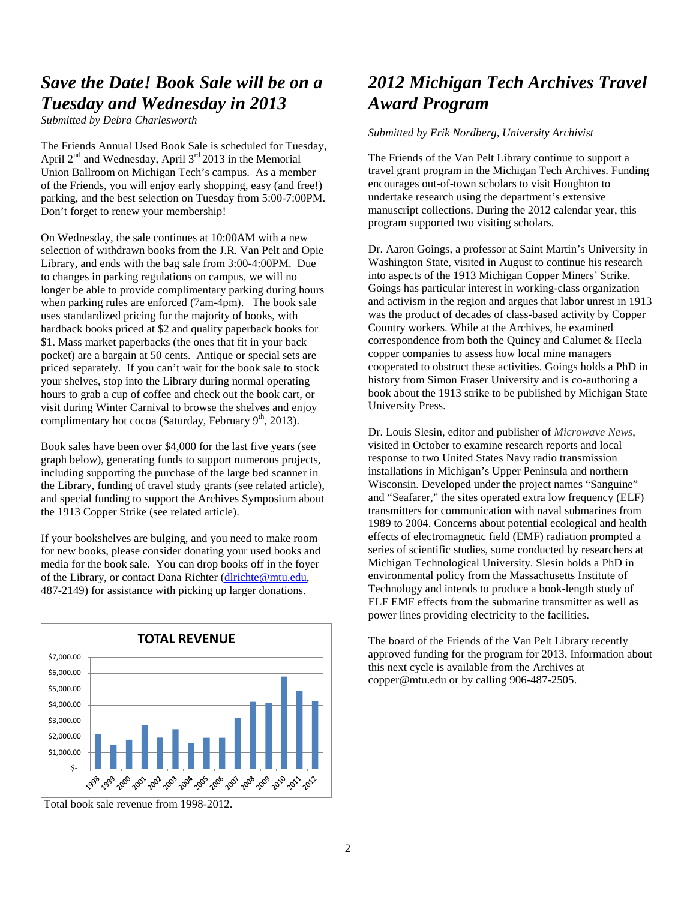## *Save the Date! Book Sale will be on a Tuesday and Wednesday in 2013*

*Submitted by Debra Charlesworth*

The Friends Annual Used Book Sale is scheduled for Tuesday, April 2nd and Wednesday, April 3rd 2013 in the Memorial Union Ballroom on Michigan Tech's campus. As a member of the Friends, you will enjoy early shopping, easy (and free!) parking, and the best selection on Tuesday from 5:00-7:00PM. Don't forget to renew your membership!

On Wednesday, the sale continues at 10:00AM with a new selection of withdrawn books from the J.R. Van Pelt and Opie Library, and ends with the bag sale from 3:00-4:00PM. Due to changes in parking regulations on campus, we will no longer be able to provide complimentary parking during hours when parking rules are enforced (7am-4pm). The book sale uses standardized pricing for the majority of books, with hardback books priced at $2 and quality paperback books for $1. Mass market paperbacks (the ones that fit in your back pocket) are a bargain at 50 cents. Antique or special sets are priced separately. If you can't wait for the book sale to stock your shelves, stop into the Library during normal operating hours to grab a cup of coffee and check out the book cart, or visit during Winter Carnival to browse the shelves and enjoy complimentary hot cocoa (Saturday, February 9th, 2013).

Book sales have been over $4,000 for the last five years (see graph below), generating funds to support numerous projects, including supporting the purchase of the large bed scanner in the Library, funding of travel study grants (see related article), and special funding to support the Archives Symposium about the 1913 Copper Strike (see related article).

If your bookshelves are bulging, and you need to make room for new books, please consider donating your used books and media for the book sale. You can drop books off in the foyer of the Library, or contact Dana Richter (dlrichte@mtu.edu, 487-2149) for assistance with picking up larger donations.

TOTAL REVENUE

$7,000.00
$6,000.00
$5,000.00
$4,000.00
$3,000.00
$2,000.00
$1,000.00
$-

1998 1999 2000 2001 2002 2003 2004 2005 2006 2007 2008 2009 2010 2011 2012

Total book sale revenue from 1998-2012.

## *2012 Michigan Tech Archives Travel Award Program*

*Submitted by Erik Nordberg, University Archivist*

The Friends of the Van Pelt Library continue to support a travel grant program in the Michigan Tech Archives. Funding encourages out-of-town scholars to visit Houghton to undertake research using the department's extensive manuscript collections. During the 2012 calendar year, this program supported two visiting scholars.

Dr. Aaron Goings, a professor at Saint Martin's University in Washington State, visited in August to continue his research into aspects of the 1913 Michigan Copper Miners' Strike. Goings has particular interest in working-class organization and activism in the region and argues that labor unrest in 1913 was the product of decades of class-based activity by Copper Country workers. While at the Archives, he examined correspondence from both the Quincy and Calumet & Hecla copper companies to assess how local mine managers cooperated to obstruct these activities. Goings holds a PhD in history from Simon Fraser University and is co-authoring a book about the 1913 strike to be published by Michigan State University Press.

Dr. Louis Slesin, editor and publisher of *Microwave News*, visited in October to examine research reports and local response to two United States Navy radio transmission installations in Michigan's Upper Peninsula and northern Wisconsin. Developed under the project names "Sanguine" and "Seafarer," the sites operated extra low frequency (ELF) transmitters for communication with naval submarines from 1989 to 2004. Concerns about potential ecological and health effects of electromagnetic field (EMF) radiation prompted a series of scientific studies, some conducted by researchers at Michigan Technological University. Slesin holds a PhD in environmental policy from the Massachusetts Institute of Technology and intends to produce a book-length study of ELF EMF effects from the submarine transmitter as well as power lines providing electricity to the facilities.

The board of the Friends of the Van Pelt Library recently approved funding for the program for 2013. Information about this next cycle is available from the Archives at copper@mtu.edu or by calling 906-487-2505.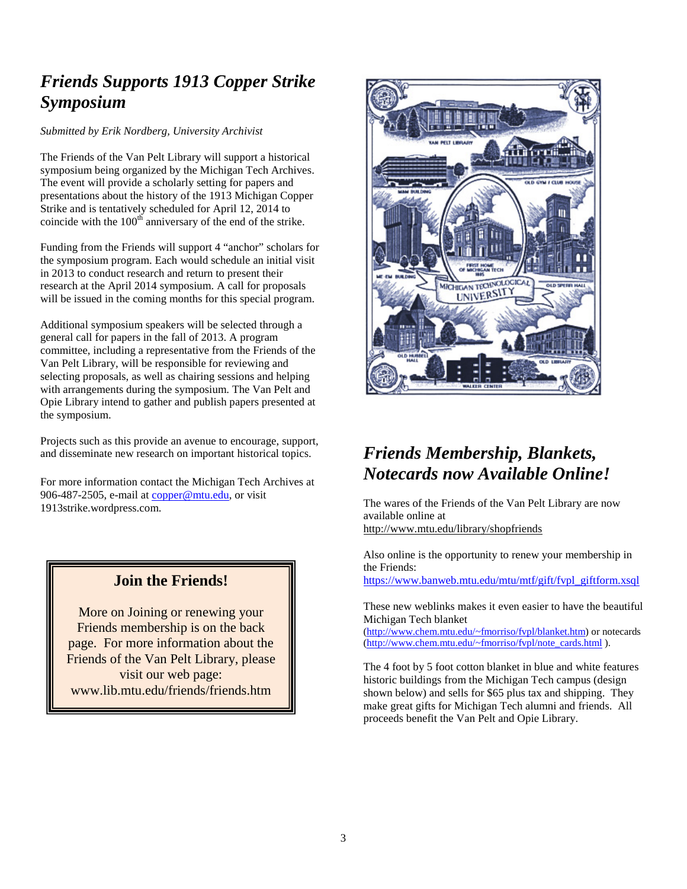## *Friends Supports 1913 Copper Strike Symposium*

*Submitted by Erik Nordberg, University Archivist*

The Friends of the Van Pelt Library will support a historical symposium being organized by the Michigan Tech Archives. The event will provide a scholarly setting for papers and presentations about the history of the 1913 Michigan Copper Strike and is tentatively scheduled for April 12, 2014 to coincide with the 100th anniversary of the end of the strike.

Funding from the Friends will support 4 "anchor" scholars for the symposium program. Each would schedule an initial visit in 2013 to conduct research and return to present their research at the April 2014 symposium. A call for proposals will be issued in the coming months for this special program.

Additional symposium speakers will be selected through a general call for papers in the fall of 2013. A program committee, including a representative from the Friends of the Van Pelt Library, will be responsible for reviewing and selecting proposals, as well as chairing sessions and helping with arrangements during the symposium. The Van Pelt and Opie Library intend to gather and publish papers presented at the symposium.

Projects such as this provide an avenue to encourage, support, and disseminate new research on important historical topics.

For more information contact the Michigan Tech Archives at 906-487-2505, e-mail at copper@mtu.edu, or visit 1913strike.wordpress.com.

### Join the Friends!

More on Joining or renewing your Friends membership is on the back page. For more information about the Friends of the Van Pelt Library, please visit our web page: www.lib.mtu.edu/friends/friends.htm

## *Friends Membership, Blankets, Notecards now Available Online!*

The wares of the Friends of the Van Pelt Library are now available online at http://www.mtu.edu/library/shopfriends

Also online is the opportunity to renew your membership in the Friends: https://www.banweb.mtu.edu/mtu/mtf/gift/fvpl_giftform.xsql

These new weblinks makes it even easier to have the beautiful Michigan Tech blanket (http://www.chem.mtu.edu/~fmorriso/fvpl/blanket.htm) or notecards (http://www.chem.mtu.edu/~fmorriso/fvpl/note_cards.html ).

The 4 foot by 5 foot cotton blanket in blue and white features historic buildings from the Michigan Tech campus (design shown below) and sells for $65 plus tax and shipping. They make great gifts for Michigan Tech alumni and friends. All proceeds benefit the Van Pelt and Opie Library.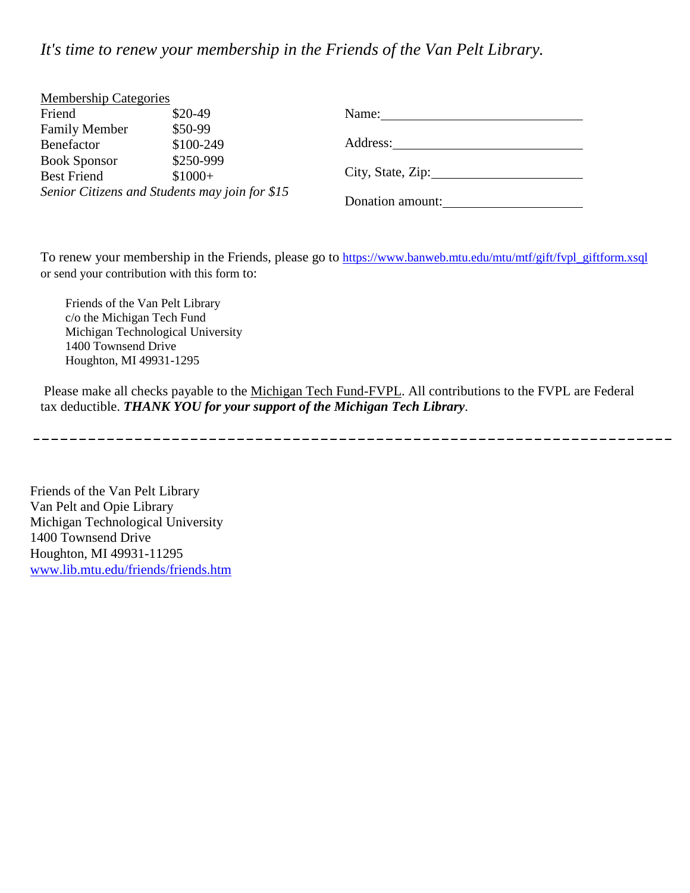*It's time to renew your membership in the Friends of the Van Pelt Library.*

Membership Categories

| | |
|---|---|
| Friend | $20-49 |
| Family Member | $50-99 |
| Benefactor | $100-249 |
| Book Sponsor | $250-999 |
| Best Friend | $1000+ |

*Senior Citizens and Students may join for $15*

Name:\_\_\_\_\_\_\_\_\_\_\_\_\_\_\_\_\_\_\_\_\_\_\_\_\_\_\_\_

Address:\_\_\_\_\_\_\_\_\_\_\_\_\_\_\_\_\_\_\_\_\_\_\_\_\_\_\_\_

City, State, Zip:\_\_\_\_\_\_\_\_\_\_\_\_\_\_\_\_\_\_\_\_\_\_\_\_

Donation amount:\_\_\_\_\_\_\_\_\_\_\_\_\_\_\_\_\_\_\_\_\_\_\_

To renew your membership in the Friends, please go to https://www.banweb.mtu.edu/mtu/mtf/gift/fvpl_giftform.xsql or send your contribution with this form to:

Friends of the Van Pelt Library
c/o the Michigan Tech Fund
Michigan Technological University
1400 Townsend Drive
Houghton, MI 49931-1295

Please make all checks payable to the Michigan Tech Fund-FVPL. All contributions to the FVPL are Federal tax deductible. ***THANK YOU for your support of the Michigan Tech Library***.

---

Friends of the Van Pelt Library
Van Pelt and Opie Library
Michigan Technological University
1400 Townsend Drive
Houghton, MI 49931-11295
www.lib.mtu.edu/friends/friends.htm